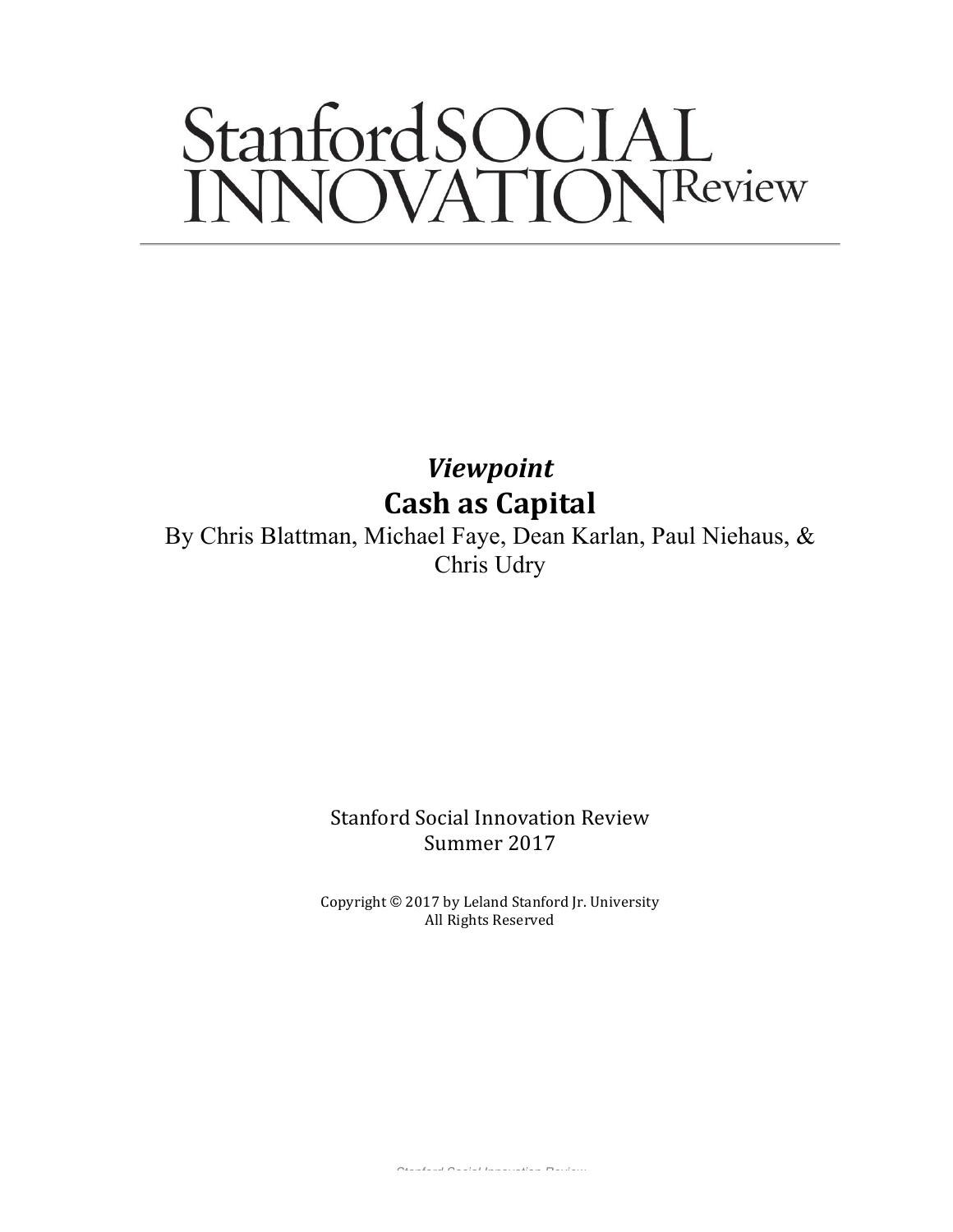# Stanford SOCIAL INNOVATION Review

*Viewpoint*

## Cash as Capital

By Chris Blattman, Michael Faye, Dean Karlan, Paul Niehaus, & Chris Udry

Stanford Social Innovation Review
Summer 2017

Copyright © 2017 by Leland Stanford Jr. University
All Rights Reserved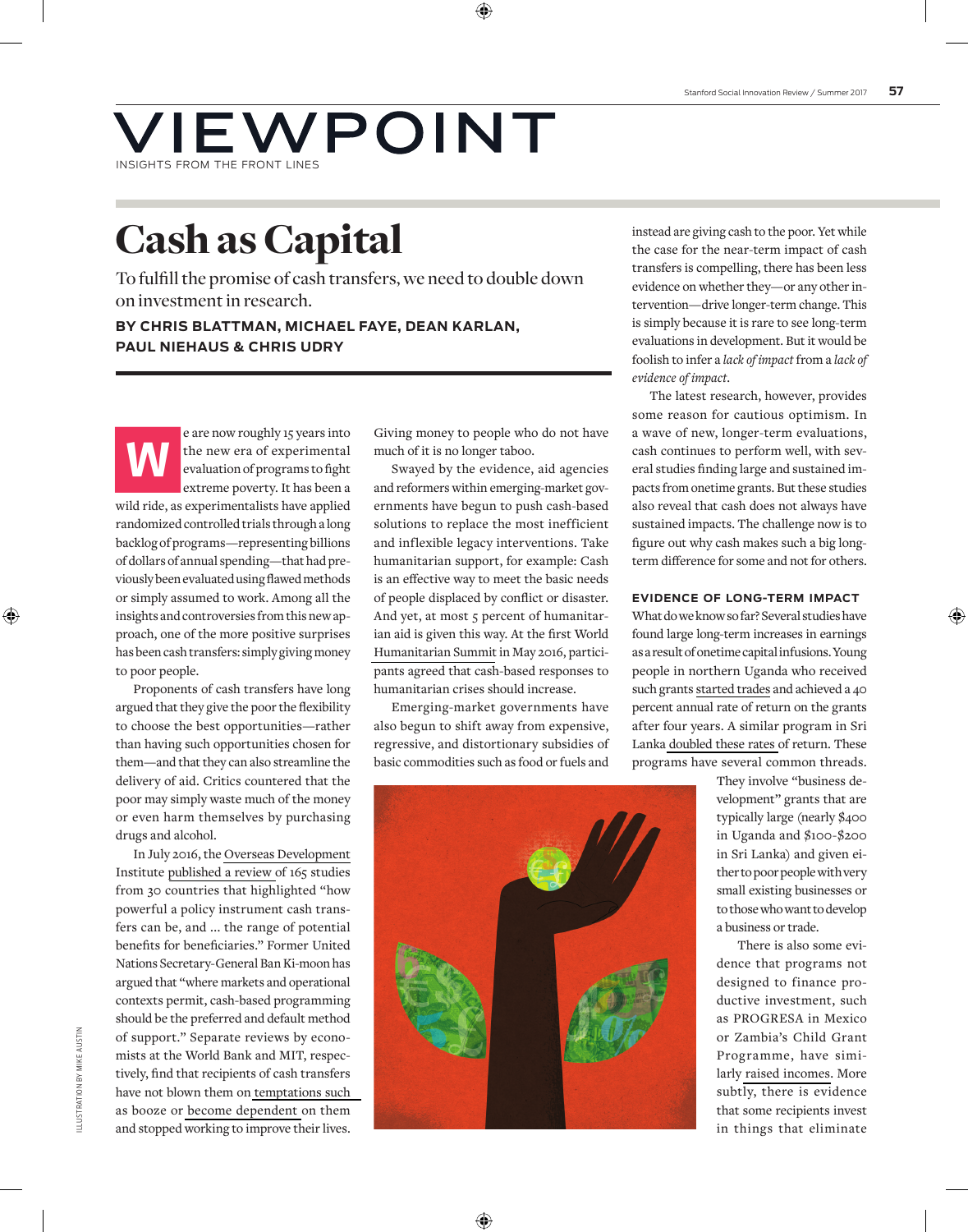# VIEWPOINT

INSIGHTS FROM THE FRONT LINES

# Cash as Capital

To fulfill the promise of cash transfers, we need to double down on investment in research.

**BY CHRIS BLATTMAN, MICHAEL FAYE, DEAN KARLAN, PAUL NIEHAUS & CHRIS UDRY**

We are now roughly 15 years into the new era of experimental evaluation of programs to fight extreme poverty. It has been a wild ride, as experimentalists have applied randomized controlled trials through a long backlog of programs—representing billions of dollars of annual spending—that had previously been evaluated using flawed methods or simply assumed to work. Among all the insights and controversies from this new approach, one of the more positive surprises has been cash transfers: simply giving money to poor people.

Proponents of cash transfers have long argued that they give the poor the flexibility to choose the best opportunities—rather than having such opportunities chosen for them—and that they can also streamline the delivery of aid. Critics countered that the poor may simply waste much of the money or even harm themselves by purchasing drugs and alcohol.

In July 2016, the Overseas Development Institute published a review of 165 studies from 30 countries that highlighted "how powerful a policy instrument cash transfers can be, and ... the range of potential benefits for beneficiaries." Former United Nations Secretary-General Ban Ki-moon has argued that "where markets and operational contexts permit, cash-based programming should be the preferred and default method of support." Separate reviews by economists at the World Bank and MIT, respectively, find that recipients of cash transfers have not blown them on temptations such as booze or become dependent on them and stopped working to improve their lives. Giving money to people who do not have much of it is no longer taboo.

Swayed by the evidence, aid agencies and reformers within emerging-market governments have begun to push cash-based solutions to replace the most inefficient and inflexible legacy interventions. Take humanitarian support, for example: Cash is an effective way to meet the basic needs of people displaced by conflict or disaster. And yet, at most 5 percent of humanitarian aid is given this way. At the first World Humanitarian Summit in May 2016, participants agreed that cash-based responses to humanitarian crises should increase.

Emerging-market governments have also begun to shift away from expensive, regressive, and distortionary subsidies of basic commodities such as food or fuels and instead are giving cash to the poor. Yet while the case for the near-term impact of cash transfers is compelling, there has been less evidence on whether they—or any other intervention—drive longer-term change. This is simply because it is rare to see long-term evaluations in development. But it would be foolish to infer a *lack of impact* from a *lack of evidence of impact*.

The latest research, however, provides some reason for cautious optimism. In a wave of new, longer-term evaluations, cash continues to perform well, with several studies finding large and sustained impacts from onetime grants. But these studies also reveal that cash does not always have sustained impacts. The challenge now is to figure out why cash makes such a big long-term difference for some and not for others.

## EVIDENCE OF LONG-TERM IMPACT

What do we know so far? Several studies have found large long-term increases in earnings as a result of onetime capital infusions. Young people in northern Uganda who received such grants started trades and achieved a 40 percent annual rate of return on the grants after four years. A similar program in Sri Lanka doubled these rates of return. These programs have several common threads. They involve "business development" grants that are typically large (nearly $400 in Uganda and $100-$200 in Sri Lanka) and given either to poor people with very small existing businesses or to those who want to develop a business or trade.

There is also some evidence that programs not designed to finance productive investment, such as PROGRESA in Mexico or Zambia's Child Grant Programme, have similarly raised incomes. More subtly, there is evidence that some recipients invest in things that eliminate

ILLUSTRATION BY MIKE AUSTIN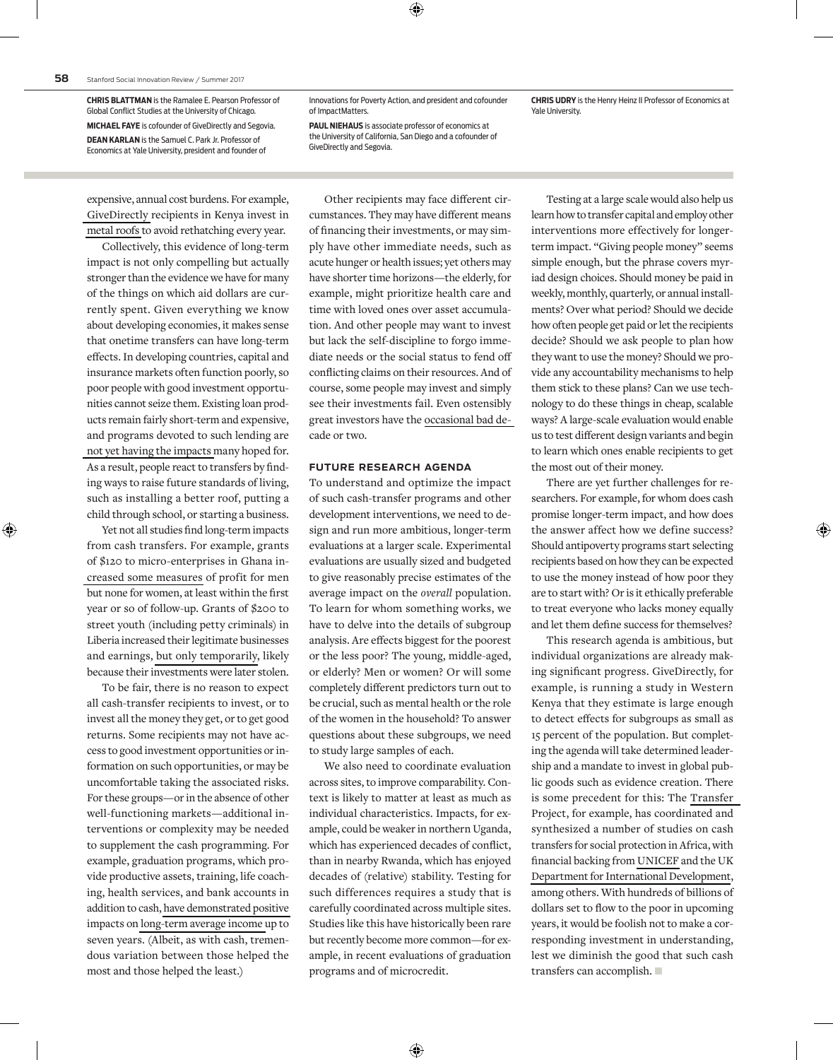**CHRIS BLATTMAN** is the Ramalee E. Pearson Professor of Global Conflict Studies at the University of Chicago.

**MICHAEL FAYE** is cofounder of GiveDirectly and Segovia.

**DEAN KARLAN** is the Samuel C. Park Jr. Professor of Economics at Yale University, president and founder of Innovations for Poverty Action, and president and cofounder of ImpactMatters.

**PAUL NIEHAUS** is associate professor of economics at the University of California, San Diego and a cofounder of GiveDirectly and Segovia.

**CHRIS UDRY** is the Henry Heinz II Professor of Economics at Yale University.

expensive, annual cost burdens. For example, GiveDirectly recipients in Kenya invest in metal roofs to avoid rethatching every year.

Collectively, this evidence of long-term impact is not only compelling but actually stronger than the evidence we have for many of the things on which aid dollars are currently spent. Given everything we know about developing economies, it makes sense that onetime transfers can have long-term effects. In developing countries, capital and insurance markets often function poorly, so poor people with good investment opportunities cannot seize them. Existing loan products remain fairly short-term and expensive, and programs devoted to such lending are not yet having the impacts many hoped for. As a result, people react to transfers by finding ways to raise future standards of living, such as installing a better roof, putting a child through school, or starting a business.

Yet not all studies find long-term impacts from cash transfers. For example, grants of $120 to micro-enterprises in Ghana increased some measures of profit for men but none for women, at least within the first year or so of follow-up. Grants of $200 to street youth (including petty criminals) in Liberia increased their legitimate businesses and earnings, but only temporarily, likely because their investments were later stolen.

To be fair, there is no reason to expect all cash-transfer recipients to invest, or to invest all the money they get, or to get good returns. Some recipients may not have access to good investment opportunities or information on such opportunities, or may be uncomfortable taking the associated risks. For these groups—or in the absence of other well-functioning markets—additional interventions or complexity may be needed to supplement the cash programming. For example, graduation programs, which provide productive assets, training, life coaching, health services, and bank accounts in addition to cash, have demonstrated positive impacts on long-term average income up to seven years. (Albeit, as with cash, tremendous variation between those helped the most and those helped the least.)

Other recipients may face different circumstances. They may have different means of financing their investments, or may simply have other immediate needs, such as acute hunger or health issues; yet others may have shorter time horizons—the elderly, for example, might prioritize health care and time with loved ones over asset accumulation. And other people may want to invest but lack the self-discipline to forgo immediate needs or the social status to fend off conflicting claims on their resources. And of course, some people may invest and simply see their investments fail. Even ostensibly great investors have the occasional bad decade or two.

## FUTURE RESEARCH AGENDA

To understand and optimize the impact of such cash-transfer programs and other development interventions, we need to design and run more ambitious, longer-term evaluations at a larger scale. Experimental evaluations are usually sized and budgeted to give reasonably precise estimates of the average impact on the *overall* population. To learn for whom something works, we have to delve into the details of subgroup analysis. Are effects biggest for the poorest or the less poor? The young, middle-aged, or elderly? Men or women? Or will some completely different predictors turn out to be crucial, such as mental health or the role of the women in the household? To answer questions about these subgroups, we need to study large samples of each.

We also need to coordinate evaluation across sites, to improve comparability. Context is likely to matter at least as much as individual characteristics. Impacts, for example, could be weaker in northern Uganda, which has experienced decades of conflict, than in nearby Rwanda, which has enjoyed decades of (relative) stability. Testing for such differences requires a study that is carefully coordinated across multiple sites. Studies like this have historically been rare but recently become more common—for example, in recent evaluations of graduation programs and of microcredit.

Testing at a large scale would also help us learn how to transfer capital and employ other interventions more effectively for longer-term impact. "Giving people money" seems simple enough, but the phrase covers myriad design choices. Should money be paid in weekly, monthly, quarterly, or annual installments? Over what period? Should we decide how often people get paid or let the recipients decide? Should we ask people to plan how they want to use the money? Should we provide any accountability mechanisms to help them stick to these plans? Can we use technology to do these things in cheap, scalable ways? A large-scale evaluation would enable us to test different design variants and begin to learn which ones enable recipients to get the most out of their money.

There are yet further challenges for researchers. For example, for whom does cash promise longer-term impact, and how does the answer affect how we define success? Should antipoverty programs start selecting recipients based on how they can be expected to use the money instead of how poor they are to start with? Or is it ethically preferable to treat everyone who lacks money equally and let them define success for themselves?

This research agenda is ambitious, but individual organizations are already making significant progress. GiveDirectly, for example, is running a study in Western Kenya that they estimate is large enough to detect effects for subgroups as small as 15 percent of the population. But completing the agenda will take determined leadership and a mandate to invest in global public goods such as evidence creation. There is some precedent for this: The Transfer Project, for example, has coordinated and synthesized a number of studies on cash transfers for social protection in Africa, with financial backing from UNICEF and the UK Department for International Development, among others. With hundreds of billions of dollars set to flow to the poor in upcoming years, it would be foolish not to make a corresponding investment in understanding, lest we diminish the good that such cash transfers can accomplish. ■